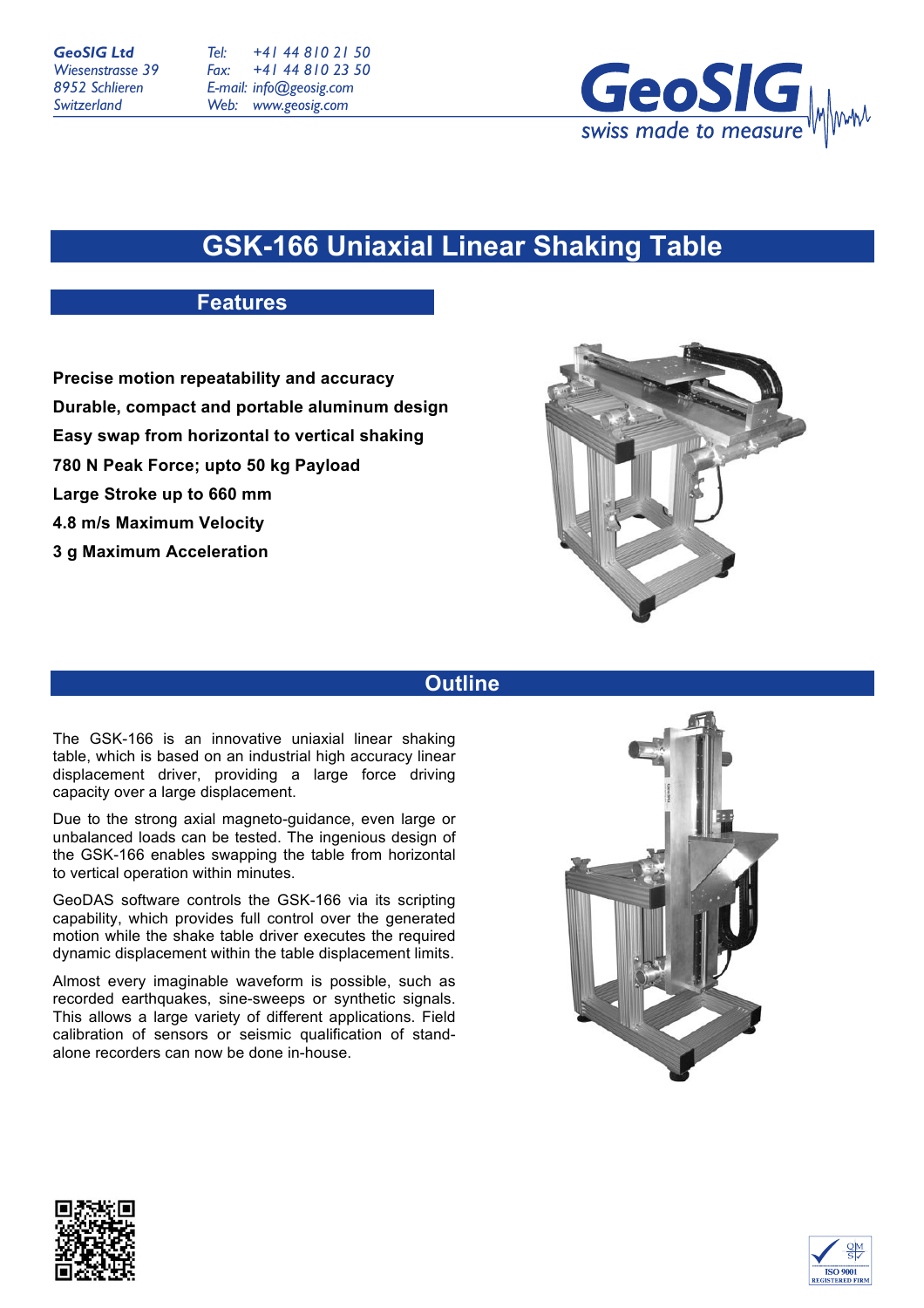GeoSIG Ltd
Wiesenstrasse 39
8952 Schlieren
Switzerland

Tel: +41 44 810 21 50
Fax: +41 44 810 23 50
E-mail: info@geosig.com
Web: www.geosig.com

# GSK-166 Uniaxial Linear Shaking Table

## Features

**Precise motion repeatability and accuracy**

**Durable, compact and portable aluminum design**

**Easy swap from horizontal to vertical shaking**

**780 N Peak Force; upto 50 kg Payload**

**Large Stroke up to 660 mm**

**4.8 m/s Maximum Velocity**

**3 g Maximum Acceleration**

## Outline

The GSK-166 is an innovative uniaxial linear shaking table, which is based on an industrial high accuracy linear displacement driver, providing a large force driving capacity over a large displacement.

Due to the strong axial magneto-guidance, even large or unbalanced loads can be tested. The ingenious design of the GSK-166 enables swapping the table from horizontal to vertical operation within minutes.

GeoDAS software controls the GSK-166 via its scripting capability, which provides full control over the generated motion while the shake table driver executes the required dynamic displacement within the table displacement limits.

Almost every imaginable waveform is possible, such as recorded earthquakes, sine-sweeps or synthetic signals. This allows a large variety of different applications. Field calibration of sensors or seismic qualification of stand-alone recorders can now be done in-house.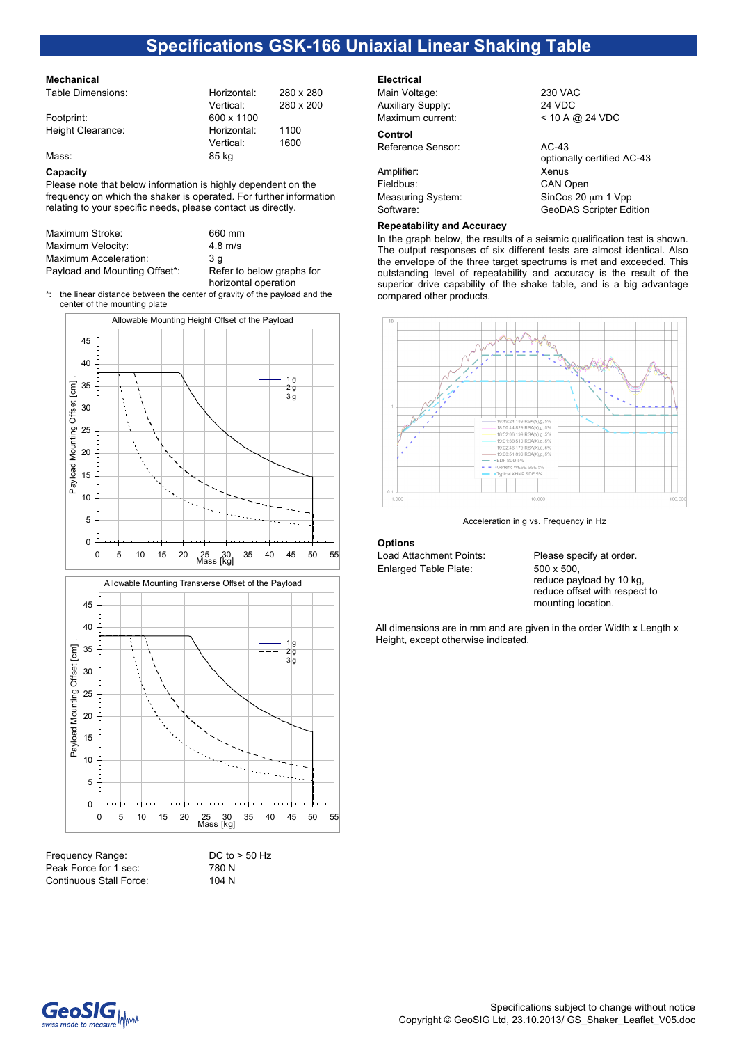# Specifications GSK-166 Uniaxial Linear Shaking Table

### Mechanical

| | | |
|---|---|---|
| Table Dimensions: | Horizontal: | 280 x 280 |
| | Vertical: | 280 x 200 |
| Footprint: | 600 x 1100 | |
| Height Clearance: | Horizontal: | 1100 |
| | Vertical: | 1600 |
| Mass: | 85 kg | |

### Capacity

Please note that below information is highly dependent on the frequency on which the shaker is operated. For further information relating to your specific needs, please contact us directly.

| | |
|---|---|
| Maximum Stroke: | 660 mm |
| Maximum Velocity: | 4.8 m/s |
| Maximum Acceleration: | 3 g |
| Payload and Mounting Offset*: | Refer to below graphs for horizontal operation |

*: the linear distance between the center of gravity of the payload and the center of the mounting plate

Allowable Mounting Height Offset of the Payload

Payload Mounting Offset [cm]

Mass [kg]

1 g
2 g
3 g

0 5 10 15 20 25 30 35 40 45 50 55

0 5 10 15 20 25 30 35 40 45

Allowable Mounting Transverse Offset of the Payload

Payload Mounting Offset [cm]

Mass [kg]

1 g
2 g
3 g

0 5 10 15 20 25 30 35 40 45 50 55

0 5 10 15 20 25 30 35 40 45

| | |
|---|---|
| Frequency Range: | DC to > 50 Hz |
| Peak Force for 1 sec: | 780 N |
| Continuous Stall Force: | 104 N |

### Electrical

| | |
|---|---|
| Main Voltage: | 230 VAC |
| Auxiliary Supply: | 24 VDC |
| Maximum current: | < 10 A @ 24 VDC |

### Control

| | |
|---|---|
| Reference Sensor: | AC-43 optionally certified AC-43 |
| Amplifier: | Xenus |
| Fieldbus: | CAN Open |
| Measuring System: | SinCos 20 μm 1 Vpp |
| Software: | GeoDAS Scripter Edition |

### Repeatability and Accuracy

In the graph below, the results of a seismic qualification test is shown. The output responses of six different tests are almost identical. Also the envelope of the three target spectrums is met and exceeded. This outstanding level of repeatability and accuracy is the result of the superior drive capability of the shake table, and is a big advantage compared other products.

10
1
0.1
1.000 10.000 100.000

18:49:24.189 RSA(Y,g, 5%
18:50:44.829 RSA(Y,g, 5%
18:52:06.199 RSA(Y,g, 5%
19:01:38.519 RSA(X,g, 5%
19:02:46.179 RSA(X,g, 5%
19:03:51.899 RSA(X,g, 5%
EDF SDD 5%
Generic WESE SSE 5%
Typical KHNP SDE 5%

Acceleration in g vs. Frequency in Hz

### Options

| | |
|---|---|
| Load Attachment Points: | Please specify at order. |
| Enlarged Table Plate: | 500 x 500, reduce payload by 10 kg, reduce offset with respect to mounting location. |

All dimensions are in mm and are given in the order Width x Length x Height, except otherwise indicated.

Specifications subject to change without notice
Copyright © GeoSIG Ltd, 23.10.2013/ GS_Shaker_Leaflet_V05.doc